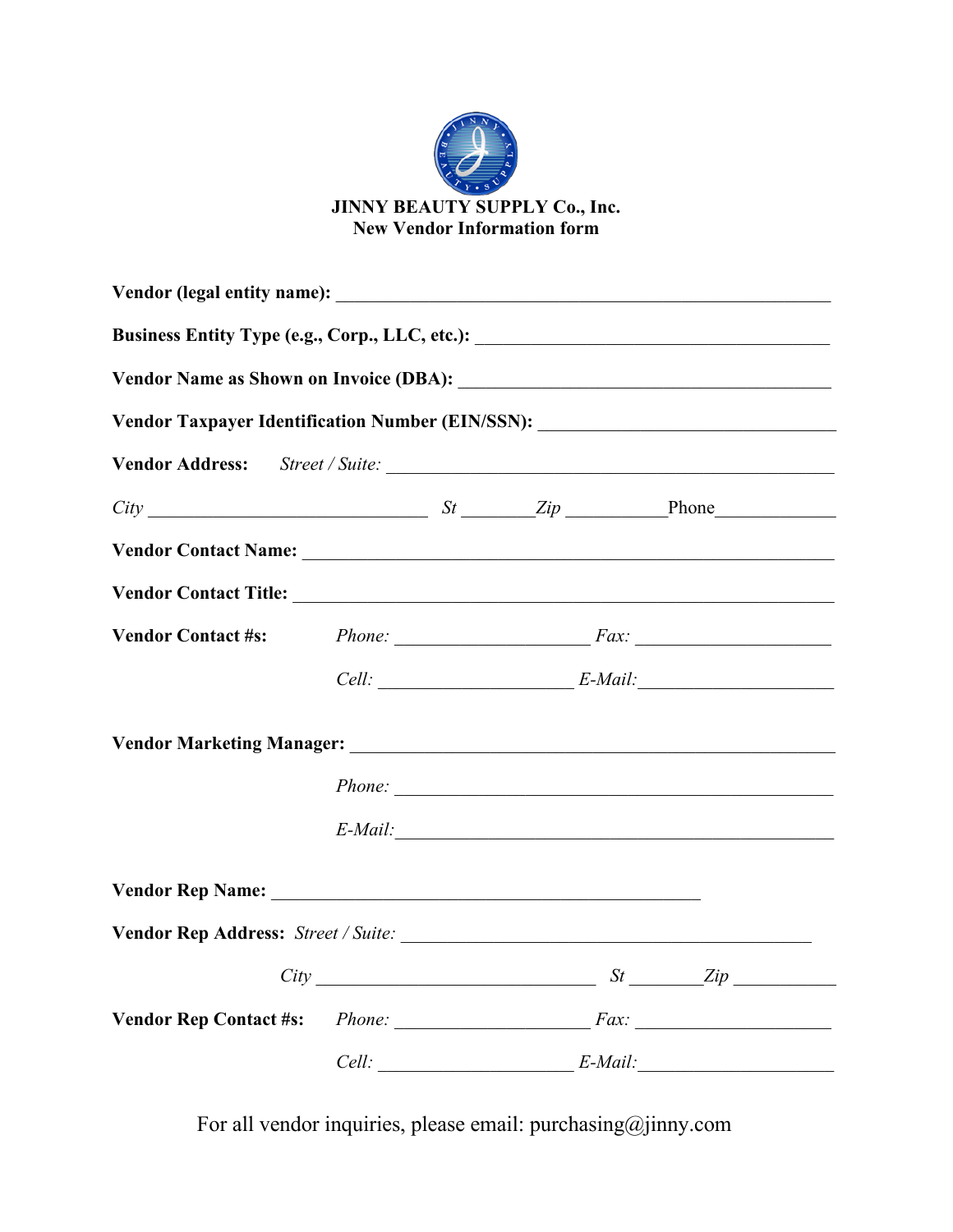**JINNY BEAUTY SUPPLY Co., Inc.**
**New Vendor Information form**

**Vendor (legal entity name):** ____________________________________________

**Business Entity Type (e.g., Corp., LLC, etc.):** ________________________________

**Vendor Name as Shown on Invoice (DBA):** _________________________________

**Vendor Taxpayer Identification Number (EIN/SSN):** __________________________

**Vendor Address:** *Street / Suite:* ______________________________________

*City* ________________________ *St* ______ *Zip* ________ Phone__________

**Vendor Contact Name:** _______________________________________________

**Vendor Contact Title:** ________________________________________________

**Vendor Contact #s:** *Phone:* _________________ *Fax:* _________________

*Cell:* _________________ *E-Mail:*_________________

**Vendor Marketing Manager:** ___________________________________________

*Phone:* _______________________________________

*E-Mail:*_______________________________________

**Vendor Rep Name:** ________________________________________

**Vendor Rep Address:** *Street / Suite:* ___________________________________

*City* ________________________ *St* ______ *Zip* _________

**Vendor Rep Contact #s:** *Phone:* _________________ *Fax:* _________________

*Cell:* _________________ *E-Mail:*_________________

For all vendor inquiries, please email: purchasing@jinny.com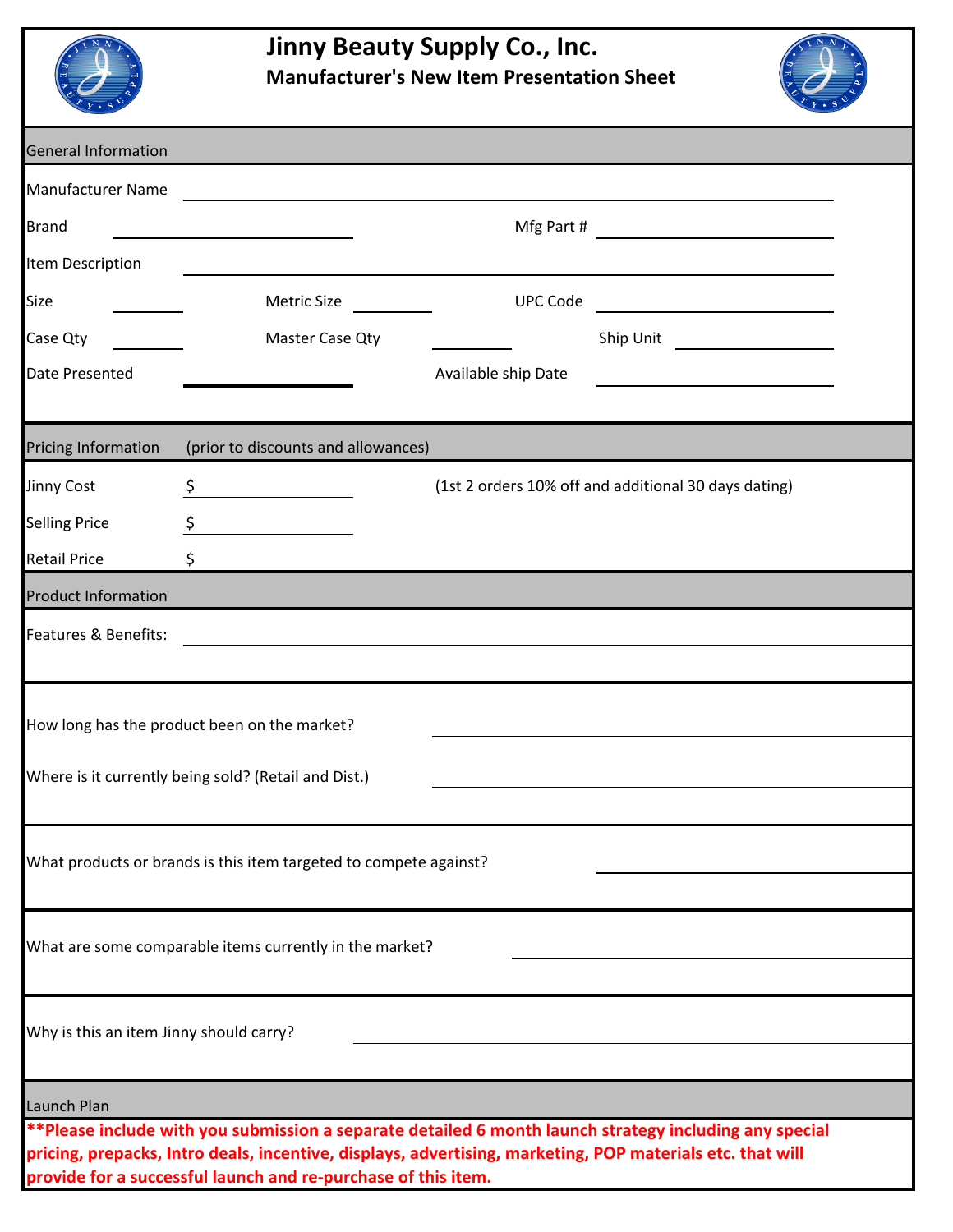# Jinny Beauty Supply Co., Inc.

## Manufacturer's New Item Presentation Sheet

### General Information

Manufacturer Name ______________________

Brand ______________ Mfg Part # ______________

Item Description ______________________

Size ________ Metric Size ________ UPC Code ______________

Case Qty ________ Master Case Qty ________ Ship Unit ________

Date Presented ______________ Available ship Date ______________

### Pricing Information (prior to discounts and allowances)

Jinny Cost $ ______________ (1st 2 orders 10% off and additional 30 days dating)

Selling Price $ ______________

Retail Price $

### Product Information

Features & Benefits: ______________________

How long has the product been on the market? ______________________

Where is it currently being sold? (Retail and Dist.) ______________________

What products or brands is this item targeted to compete against? ______________________

What are some comparable items currently in the market? ______________________

Why is this an item Jinny should carry? ______________________

### Launch Plan

**\*\*Please include with you submission a separate detailed 6 month launch strategy including any special pricing, prepacks, Intro deals, incentive, displays, advertising, marketing, POP materials etc. that will provide for a successful launch and re-purchase of this item.**